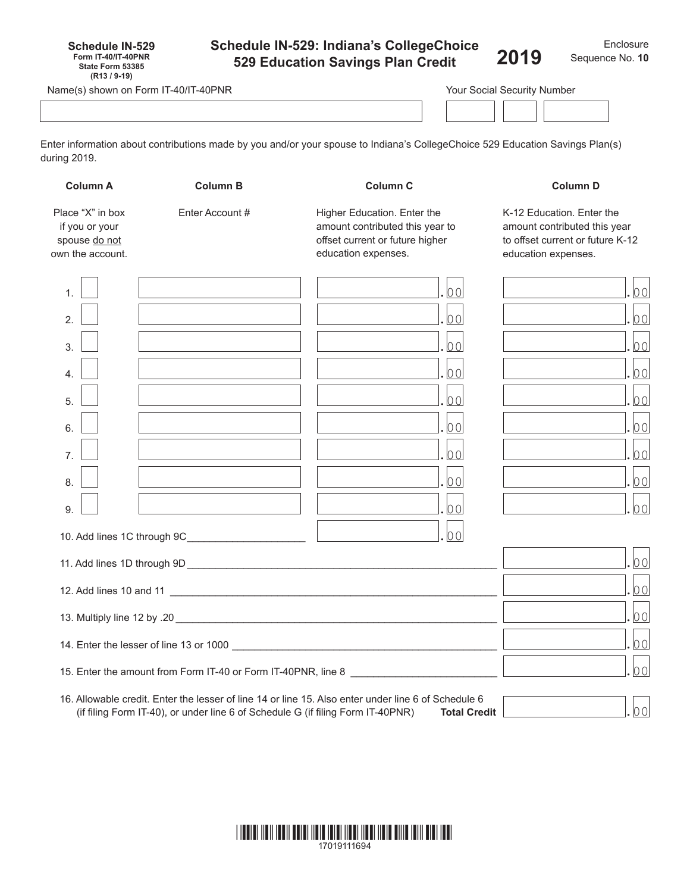**Schedule IN-529**
Form IT-40/IT-40PNR
State Form 53385
(R13 / 9-19)

# Schedule IN-529: Indiana's CollegeChoice 529 Education Savings Plan Credit

**2019**

Enclosure Sequence No. **10**

Name(s) shown on Form IT-40/IT-40PNR

Your Social Security Number

Enter information about contributions made by you and/or your spouse to Indiana's CollegeChoice 529 Education Savings Plan(s) during 2019.

| | Column A | Column B | Column C | Column D |
|---|---|---|---|---|
| | Place "X" in box if you or your spouse do not own the account. | Enter Account # | Higher Education. Enter the amount contributed this year to offset current or future higher education expenses. | K-12 Education. Enter the amount contributed this year to offset current or future K-12 education expenses. |
| 1. | | | .00 | .00 |
| 2. | | | .00 | .00 |
| 3. | | | .00 | .00 |
| 4. | | | .00 | .00 |
| 5. | | | .00 | .00 |
| 6. | | | .00 | .00 |
| 7. | | | .00 | .00 |
| 8. | | | .00 | .00 |
| 9. | | | .00 | .00 |

10. Add lines 1C through 9C ______ .00

11. Add lines 1D through 9D ______ .00

12. Add lines 10 and 11 ______ .00

13. Multiply line 12 by .20 ______ .00

14. Enter the lesser of line 13 or 1000 ______ .00

15. Enter the amount from Form IT-40 or Form IT-40PNR, line 8 ______ .00

16. Allowable credit. Enter the lesser of line 14 or line 15. Also enter under line 6 of Schedule 6 (if filing Form IT-40), or under line 6 of Schedule G (if filing Form IT-40PNR) **Total Credit** ______ .00

17019111694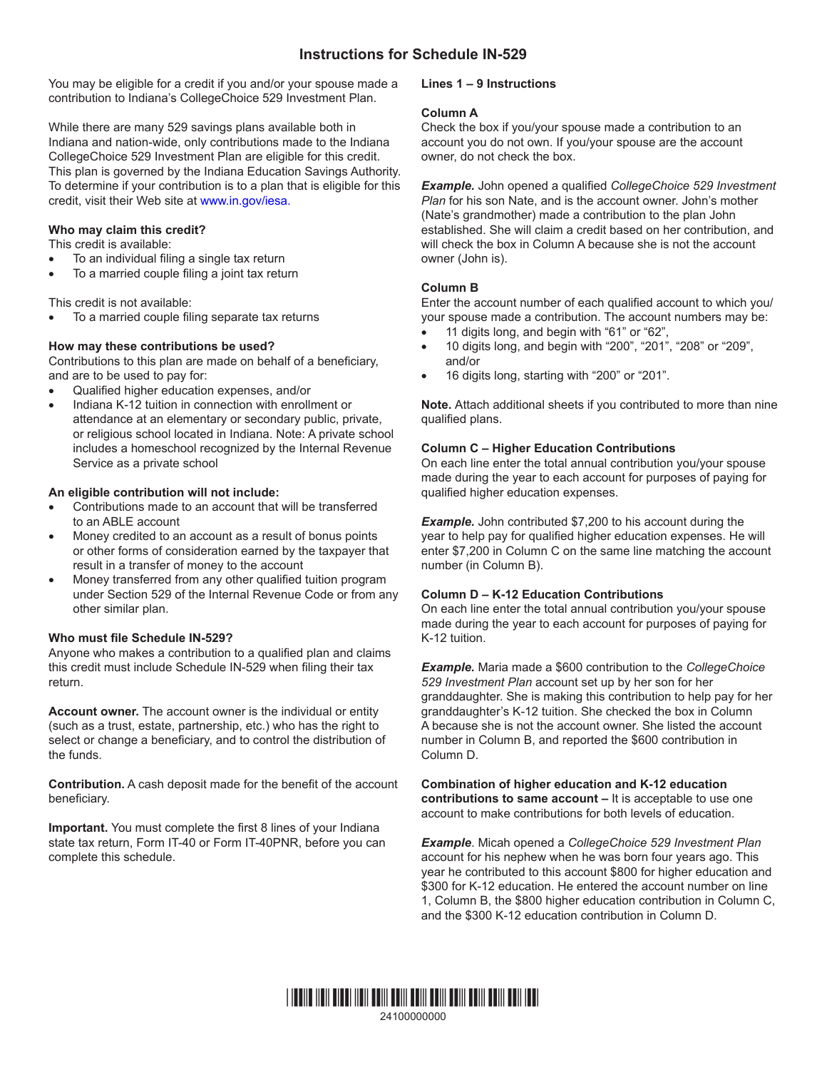# Instructions for Schedule IN-529

You may be eligible for a credit if you and/or your spouse made a contribution to Indiana's CollegeChoice 529 Investment Plan.

While there are many 529 savings plans available both in Indiana and nation-wide, only contributions made to the Indiana CollegeChoice 529 Investment Plan are eligible for this credit. This plan is governed by the Indiana Education Savings Authority. To determine if your contribution is to a plan that is eligible for this credit, visit their Web site at www.in.gov/iesa.

**Who may claim this credit?**
This credit is available:

- To an individual filing a single tax return
- To a married couple filing a joint tax return

This credit is not available:

- To a married couple filing separate tax returns

**How may these contributions be used?**
Contributions to this plan are made on behalf of a beneficiary, and are to be used to pay for:

- Qualified higher education expenses, and/or
- Indiana K-12 tuition in connection with enrollment or attendance at an elementary or secondary public, private, or religious school located in Indiana. Note: A private school includes a homeschool recognized by the Internal Revenue Service as a private school

**An eligible contribution will not include:**

- Contributions made to an account that will be transferred to an ABLE account
- Money credited to an account as a result of bonus points or other forms of consideration earned by the taxpayer that result in a transfer of money to the account
- Money transferred from any other qualified tuition program under Section 529 of the Internal Revenue Code or from any other similar plan.

**Who must file Schedule IN-529?**
Anyone who makes a contribution to a qualified plan and claims this credit must include Schedule IN-529 when filing their tax return.

**Account owner.** The account owner is the individual or entity (such as a trust, estate, partnership, etc.) who has the right to select or change a beneficiary, and to control the distribution of the funds.

**Contribution.** A cash deposit made for the benefit of the account beneficiary.

**Important.** You must complete the first 8 lines of your Indiana state tax return, Form IT-40 or Form IT-40PNR, before you can complete this schedule.

**Lines 1 – 9 Instructions**

**Column A**
Check the box if you/your spouse made a contribution to an account you do not own. If you/your spouse are the account owner, do not check the box.

***Example.*** John opened a qualified *CollegeChoice 529 Investment Plan* for his son Nate, and is the account owner. John's mother (Nate's grandmother) made a contribution to the plan John established. She will claim a credit based on her contribution, and will check the box in Column A because she is not the account owner (John is).

**Column B**
Enter the account number of each qualified account to which you/your spouse made a contribution. The account numbers may be:

- 11 digits long, and begin with "61" or "62",
- 10 digits long, and begin with "200", "201", "208" or "209", and/or
- 16 digits long, starting with "200" or "201".

**Note.** Attach additional sheets if you contributed to more than nine qualified plans.

**Column C – Higher Education Contributions**
On each line enter the total annual contribution you/your spouse made during the year to each account for purposes of paying for qualified higher education expenses.

***Example.*** John contributed $7,200 to his account during the year to help pay for qualified higher education expenses. He will enter $7,200 in Column C on the same line matching the account number (in Column B).

**Column D – K-12 Education Contributions**
On each line enter the total annual contribution you/your spouse made during the year to each account for purposes of paying for K-12 tuition.

***Example.*** Maria made a $600 contribution to the *CollegeChoice 529 Investment Plan* account set up by her son for her granddaughter. She is making this contribution to help pay for her granddaughter's K-12 tuition. She checked the box in Column A because she is not the account owner. She listed the account number in Column B, and reported the $600 contribution in Column D.

**Combination of higher education and K-12 education contributions to same account –** It is acceptable to use one account to make contributions for both levels of education.

***Example***. Micah opened a *CollegeChoice 529 Investment Plan* account for his nephew when he was born four years ago. This year he contributed to this account $800 for higher education and $300 for K-12 education. He entered the account number on line 1, Column B, the $800 higher education contribution in Column C, and the $300 K-12 education contribution in Column D.

24100000000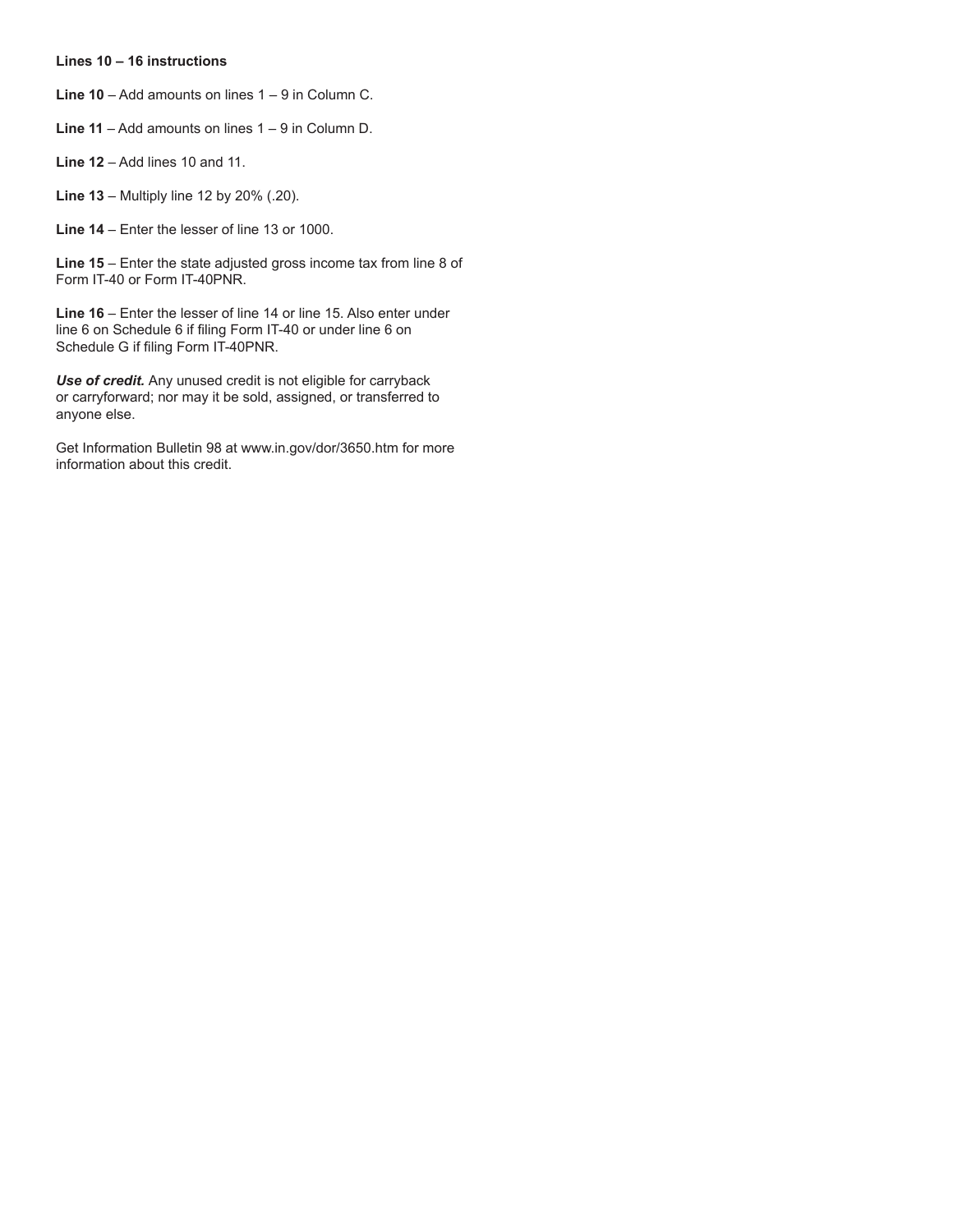**Lines 10 – 16 instructions**

**Line 10** – Add amounts on lines 1 – 9 in Column C.

**Line 11** – Add amounts on lines 1 – 9 in Column D.

**Line 12** – Add lines 10 and 11.

**Line 13** – Multiply line 12 by 20% (.20).

**Line 14** – Enter the lesser of line 13 or 1000.

**Line 15** – Enter the state adjusted gross income tax from line 8 of Form IT-40 or Form IT-40PNR.

**Line 16** – Enter the lesser of line 14 or line 15. Also enter under line 6 on Schedule 6 if filing Form IT-40 or under line 6 on Schedule G if filing Form IT-40PNR.

***Use of credit.*** Any unused credit is not eligible for carryback or carryforward; nor may it be sold, assigned, or transferred to anyone else.

Get Information Bulletin 98 at www.in.gov/dor/3650.htm for more information about this credit.